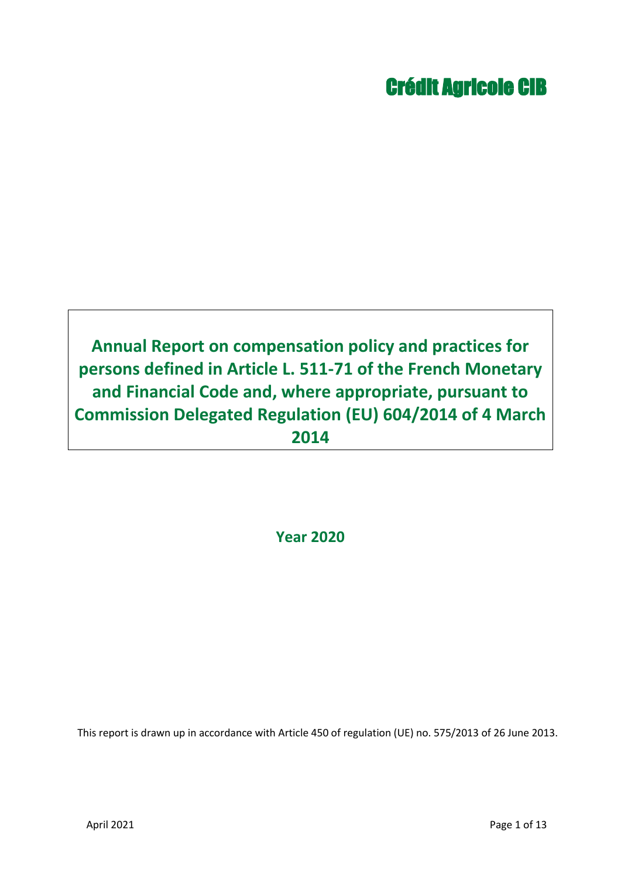Crédit Agricole CIB

# Annual Report on compensation policy and practices for persons defined in Article L. 511-71 of the French Monetary and Financial Code and, where appropriate, pursuant to Commission Delegated Regulation (EU) 604/2014 of 4 March 2014

**Year 2020**

This report is drawn up in accordance with Article 450 of regulation (UE) no. 575/2013 of 26 June 2013.

April 2021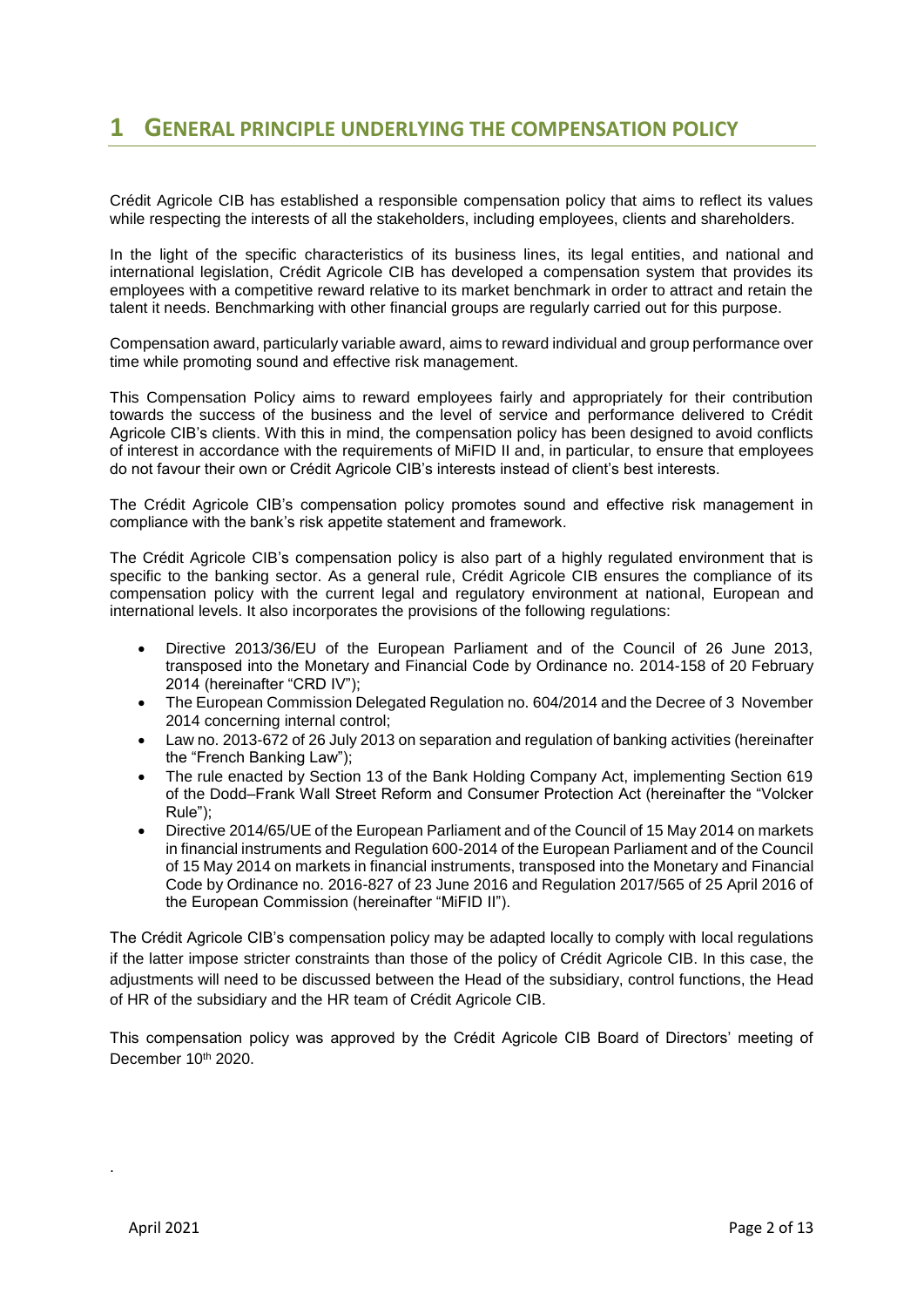# 1 GENERAL PRINCIPLE UNDERLYING THE COMPENSATION POLICY

Crédit Agricole CIB has established a responsible compensation policy that aims to reflect its values while respecting the interests of all the stakeholders, including employees, clients and shareholders.

In the light of the specific characteristics of its business lines, its legal entities, and national and international legislation, Crédit Agricole CIB has developed a compensation system that provides its employees with a competitive reward relative to its market benchmark in order to attract and retain the talent it needs. Benchmarking with other financial groups are regularly carried out for this purpose.

Compensation award, particularly variable award, aims to reward individual and group performance over time while promoting sound and effective risk management.

This Compensation Policy aims to reward employees fairly and appropriately for their contribution towards the success of the business and the level of service and performance delivered to Crédit Agricole CIB's clients. With this in mind, the compensation policy has been designed to avoid conflicts of interest in accordance with the requirements of MiFID II and, in particular, to ensure that employees do not favour their own or Crédit Agricole CIB's interests instead of client's best interests.

The Crédit Agricole CIB's compensation policy promotes sound and effective risk management in compliance with the bank's risk appetite statement and framework.

The Crédit Agricole CIB's compensation policy is also part of a highly regulated environment that is specific to the banking sector. As a general rule, Crédit Agricole CIB ensures the compliance of its compensation policy with the current legal and regulatory environment at national, European and international levels. It also incorporates the provisions of the following regulations:

- Directive 2013/36/EU of the European Parliament and of the Council of 26 June 2013, transposed into the Monetary and Financial Code by Ordinance no. 2014-158 of 20 February 2014 (hereinafter "CRD IV");
- The European Commission Delegated Regulation no. 604/2014 and the Decree of 3 November 2014 concerning internal control;
- Law no. 2013-672 of 26 July 2013 on separation and regulation of banking activities (hereinafter the "French Banking Law");
- The rule enacted by Section 13 of the Bank Holding Company Act, implementing Section 619 of the Dodd–Frank Wall Street Reform and Consumer Protection Act (hereinafter the "Volcker Rule");
- Directive 2014/65/UE of the European Parliament and of the Council of 15 May 2014 on markets in financial instruments and Regulation 600-2014 of the European Parliament and of the Council of 15 May 2014 on markets in financial instruments, transposed into the Monetary and Financial Code by Ordinance no. 2016-827 of 23 June 2016 and Regulation 2017/565 of 25 April 2016 of the European Commission (hereinafter "MiFID II").

The Crédit Agricole CIB's compensation policy may be adapted locally to comply with local regulations if the latter impose stricter constraints than those of the policy of Crédit Agricole CIB. In this case, the adjustments will need to be discussed between the Head of the subsidiary, control functions, the Head of HR of the subsidiary and the HR team of Crédit Agricole CIB.

This compensation policy was approved by the Crédit Agricole CIB Board of Directors' meeting of December 10th 2020.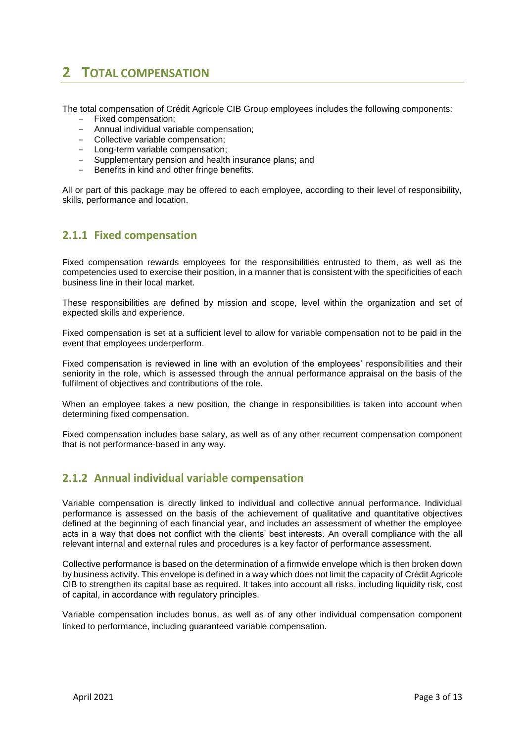# 2 TOTAL COMPENSATION

The total compensation of Crédit Agricole CIB Group employees includes the following components:

- Fixed compensation;
- Annual individual variable compensation;
- Collective variable compensation;
- Long-term variable compensation;
- Supplementary pension and health insurance plans; and
- Benefits in kind and other fringe benefits.

All or part of this package may be offered to each employee, according to their level of responsibility, skills, performance and location.

## 2.1.1 Fixed compensation

Fixed compensation rewards employees for the responsibilities entrusted to them, as well as the competencies used to exercise their position, in a manner that is consistent with the specificities of each business line in their local market.

These responsibilities are defined by mission and scope, level within the organization and set of expected skills and experience.

Fixed compensation is set at a sufficient level to allow for variable compensation not to be paid in the event that employees underperform.

Fixed compensation is reviewed in line with an evolution of the employees' responsibilities and their seniority in the role, which is assessed through the annual performance appraisal on the basis of the fulfilment of objectives and contributions of the role.

When an employee takes a new position, the change in responsibilities is taken into account when determining fixed compensation.

Fixed compensation includes base salary, as well as of any other recurrent compensation component that is not performance-based in any way.

## 2.1.2 Annual individual variable compensation

Variable compensation is directly linked to individual and collective annual performance. Individual performance is assessed on the basis of the achievement of qualitative and quantitative objectives defined at the beginning of each financial year, and includes an assessment of whether the employee acts in a way that does not conflict with the clients' best interests. An overall compliance with the all relevant internal and external rules and procedures is a key factor of performance assessment.

Collective performance is based on the determination of a firmwide envelope which is then broken down by business activity. This envelope is defined in a way which does not limit the capacity of Crédit Agricole CIB to strengthen its capital base as required. It takes into account all risks, including liquidity risk, cost of capital, in accordance with regulatory principles.

Variable compensation includes bonus, as well as of any other individual compensation component linked to performance, including guaranteed variable compensation.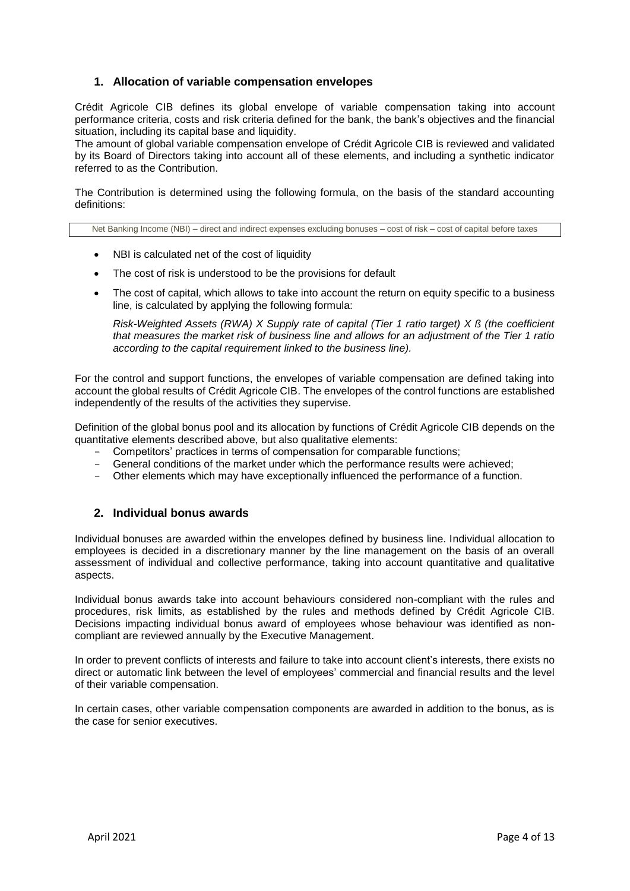## 1. Allocation of variable compensation envelopes

Crédit Agricole CIB defines its global envelope of variable compensation taking into account performance criteria, costs and risk criteria defined for the bank, the bank's objectives and the financial situation, including its capital base and liquidity.

The amount of global variable compensation envelope of Crédit Agricole CIB is reviewed and validated by its Board of Directors taking into account all of these elements, and including a synthetic indicator referred to as the Contribution.

The Contribution is determined using the following formula, on the basis of the standard accounting definitions:

| Net Banking Income (NBI) – direct and indirect expenses excluding bonuses – cost of risk – cost of capital before taxes |
| --- |

- NBI is calculated net of the cost of liquidity
- The cost of risk is understood to be the provisions for default
- The cost of capital, which allows to take into account the return on equity specific to a business line, is calculated by applying the following formula:

  *Risk-Weighted Assets (RWA) X Supply rate of capital (Tier 1 ratio target) X ß (the coefficient that measures the market risk of business line and allows for an adjustment of the Tier 1 ratio according to the capital requirement linked to the business line).*

For the control and support functions, the envelopes of variable compensation are defined taking into account the global results of Crédit Agricole CIB. The envelopes of the control functions are established independently of the results of the activities they supervise.

Definition of the global bonus pool and its allocation by functions of Crédit Agricole CIB depends on the quantitative elements described above, but also qualitative elements:

- Competitors' practices in terms of compensation for comparable functions;
- General conditions of the market under which the performance results were achieved;
- Other elements which may have exceptionally influenced the performance of a function.

## 2. Individual bonus awards

Individual bonuses are awarded within the envelopes defined by business line. Individual allocation to employees is decided in a discretionary manner by the line management on the basis of an overall assessment of individual and collective performance, taking into account quantitative and qualitative aspects.

Individual bonus awards take into account behaviours considered non-compliant with the rules and procedures, risk limits, as established by the rules and methods defined by Crédit Agricole CIB. Decisions impacting individual bonus award of employees whose behaviour was identified as non-compliant are reviewed annually by the Executive Management.

In order to prevent conflicts of interests and failure to take into account client's interests, there exists no direct or automatic link between the level of employees' commercial and financial results and the level of their variable compensation.

In certain cases, other variable compensation components are awarded in addition to the bonus, as is the case for senior executives.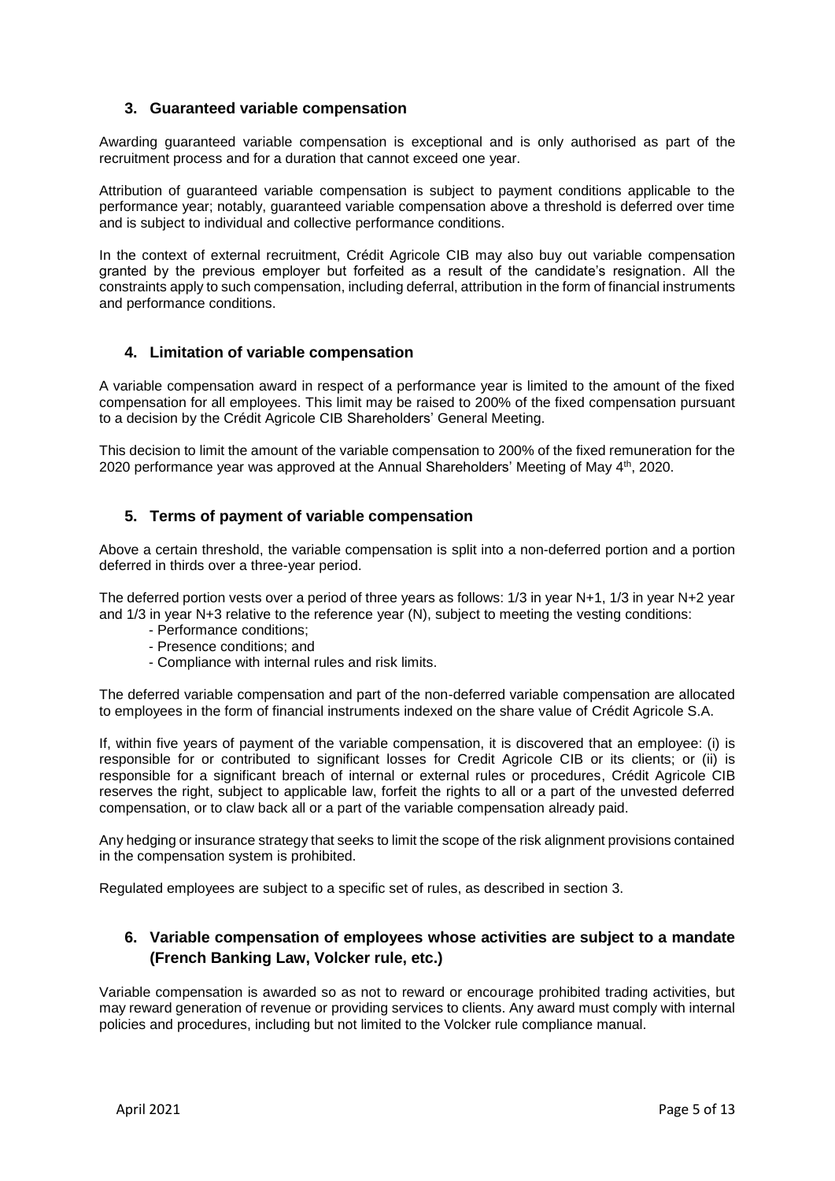## 3. Guaranteed variable compensation

Awarding guaranteed variable compensation is exceptional and is only authorised as part of the recruitment process and for a duration that cannot exceed one year.

Attribution of guaranteed variable compensation is subject to payment conditions applicable to the performance year; notably, guaranteed variable compensation above a threshold is deferred over time and is subject to individual and collective performance conditions.

In the context of external recruitment, Crédit Agricole CIB may also buy out variable compensation granted by the previous employer but forfeited as a result of the candidate's resignation. All the constraints apply to such compensation, including deferral, attribution in the form of financial instruments and performance conditions.

## 4. Limitation of variable compensation

A variable compensation award in respect of a performance year is limited to the amount of the fixed compensation for all employees. This limit may be raised to 200% of the fixed compensation pursuant to a decision by the Crédit Agricole CIB Shareholders' General Meeting.

This decision to limit the amount of the variable compensation to 200% of the fixed remuneration for the 2020 performance year was approved at the Annual Shareholders' Meeting of May 4th, 2020.

## 5. Terms of payment of variable compensation

Above a certain threshold, the variable compensation is split into a non-deferred portion and a portion deferred in thirds over a three-year period.

The deferred portion vests over a period of three years as follows: 1/3 in year N+1, 1/3 in year N+2 year and 1/3 in year N+3 relative to the reference year (N), subject to meeting the vesting conditions:

- Performance conditions;
- Presence conditions; and
- Compliance with internal rules and risk limits.

The deferred variable compensation and part of the non-deferred variable compensation are allocated to employees in the form of financial instruments indexed on the share value of Crédit Agricole S.A.

If, within five years of payment of the variable compensation, it is discovered that an employee: (i) is responsible for or contributed to significant losses for Credit Agricole CIB or its clients; or (ii) is responsible for a significant breach of internal or external rules or procedures, Crédit Agricole CIB reserves the right, subject to applicable law, forfeit the rights to all or a part of the unvested deferred compensation, or to claw back all or a part of the variable compensation already paid.

Any hedging or insurance strategy that seeks to limit the scope of the risk alignment provisions contained in the compensation system is prohibited.

Regulated employees are subject to a specific set of rules, as described in section 3.

## 6. Variable compensation of employees whose activities are subject to a mandate (French Banking Law, Volcker rule, etc.)

Variable compensation is awarded so as not to reward or encourage prohibited trading activities, but may reward generation of revenue or providing services to clients. Any award must comply with internal policies and procedures, including but not limited to the Volcker rule compliance manual.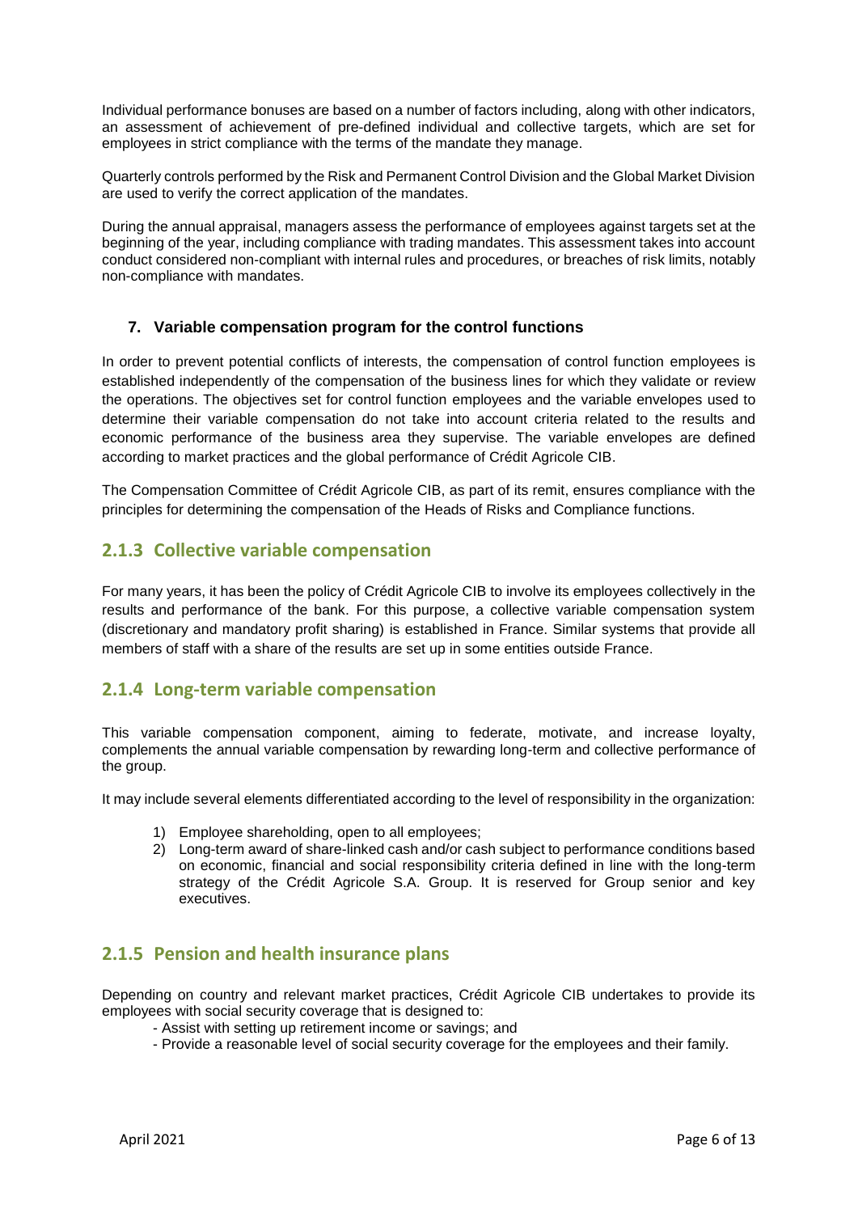Individual performance bonuses are based on a number of factors including, along with other indicators, an assessment of achievement of pre-defined individual and collective targets, which are set for employees in strict compliance with the terms of the mandate they manage.

Quarterly controls performed by the Risk and Permanent Control Division and the Global Market Division are used to verify the correct application of the mandates.

During the annual appraisal, managers assess the performance of employees against targets set at the beginning of the year, including compliance with trading mandates. This assessment takes into account conduct considered non-compliant with internal rules and procedures, or breaches of risk limits, notably non-compliance with mandates.

#### 7. Variable compensation program for the control functions

In order to prevent potential conflicts of interests, the compensation of control function employees is established independently of the compensation of the business lines for which they validate or review the operations. The objectives set for control function employees and the variable envelopes used to determine their variable compensation do not take into account criteria related to the results and economic performance of the business area they supervise. The variable envelopes are defined according to market practices and the global performance of Crédit Agricole CIB.

The Compensation Committee of Crédit Agricole CIB, as part of its remit, ensures compliance with the principles for determining the compensation of the Heads of Risks and Compliance functions.

### 2.1.3 Collective variable compensation

For many years, it has been the policy of Crédit Agricole CIB to involve its employees collectively in the results and performance of the bank. For this purpose, a collective variable compensation system (discretionary and mandatory profit sharing) is established in France. Similar systems that provide all members of staff with a share of the results are set up in some entities outside France.

### 2.1.4 Long-term variable compensation

This variable compensation component, aiming to federate, motivate, and increase loyalty, complements the annual variable compensation by rewarding long-term and collective performance of the group.

It may include several elements differentiated according to the level of responsibility in the organization:

1) Employee shareholding, open to all employees;
2) Long-term award of share-linked cash and/or cash subject to performance conditions based on economic, financial and social responsibility criteria defined in line with the long-term strategy of the Crédit Agricole S.A. Group. It is reserved for Group senior and key executives.

### 2.1.5 Pension and health insurance plans

Depending on country and relevant market practices, Crédit Agricole CIB undertakes to provide its employees with social security coverage that is designed to:

- Assist with setting up retirement income or savings; and
- Provide a reasonable level of social security coverage for the employees and their family.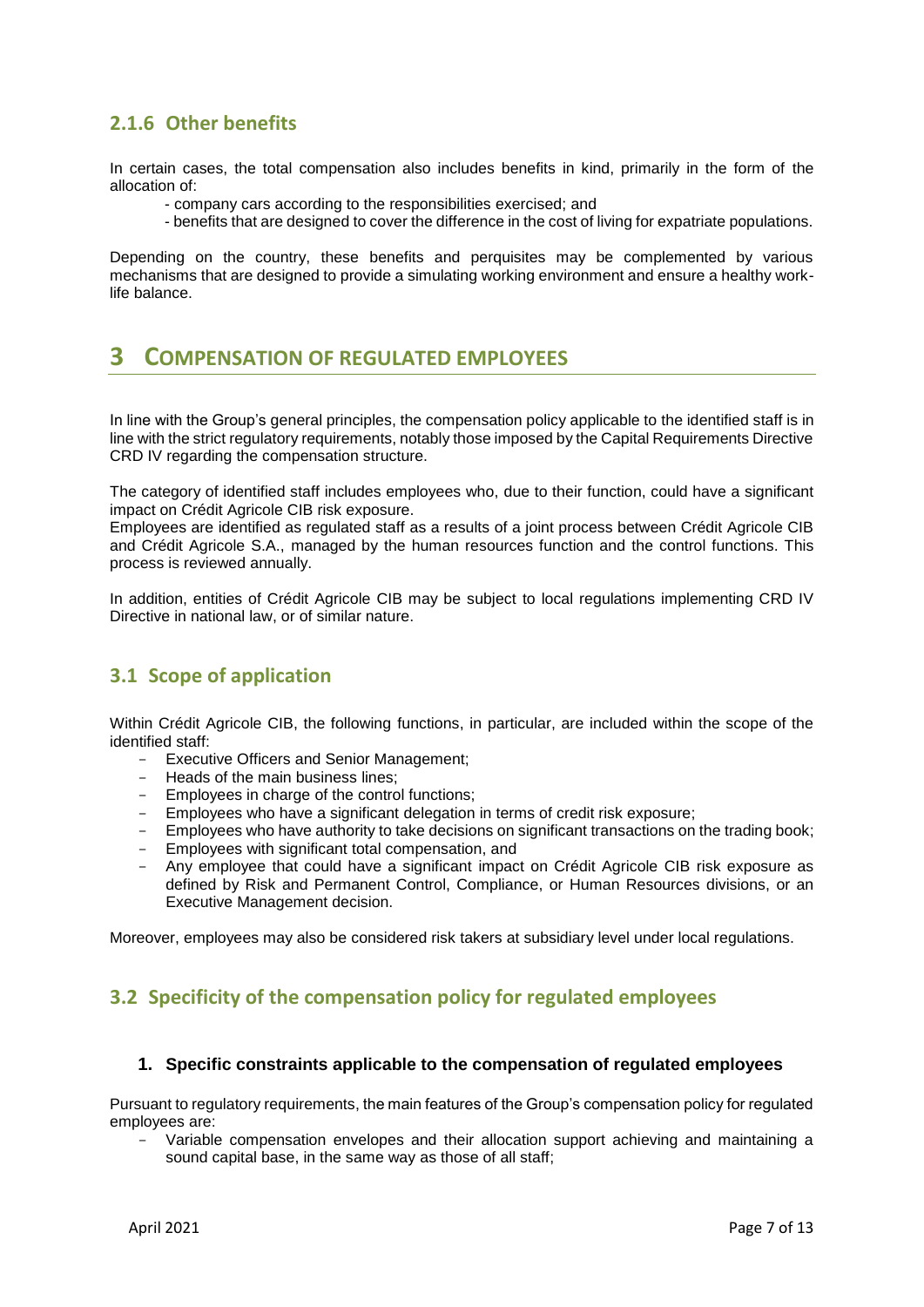### 2.1.6 Other benefits

In certain cases, the total compensation also includes benefits in kind, primarily in the form of the allocation of:

- company cars according to the responsibilities exercised; and
- benefits that are designed to cover the difference in the cost of living for expatriate populations.

Depending on the country, these benefits and perquisites may be complemented by various mechanisms that are designed to provide a simulating working environment and ensure a healthy work-life balance.

# 3 COMPENSATION OF REGULATED EMPLOYEES

In line with the Group's general principles, the compensation policy applicable to the identified staff is in line with the strict regulatory requirements, notably those imposed by the Capital Requirements Directive CRD IV regarding the compensation structure.

The category of identified staff includes employees who, due to their function, could have a significant impact on Crédit Agricole CIB risk exposure.
Employees are identified as regulated staff as a results of a joint process between Crédit Agricole CIB and Crédit Agricole S.A., managed by the human resources function and the control functions. This process is reviewed annually.

In addition, entities of Crédit Agricole CIB may be subject to local regulations implementing CRD IV Directive in national law, or of similar nature.

## 3.1 Scope of application

Within Crédit Agricole CIB, the following functions, in particular, are included within the scope of the identified staff:

- Executive Officers and Senior Management;
- Heads of the main business lines;
- Employees in charge of the control functions;
- Employees who have a significant delegation in terms of credit risk exposure;
- Employees who have authority to take decisions on significant transactions on the trading book;
- Employees with significant total compensation, and
- Any employee that could have a significant impact on Crédit Agricole CIB risk exposure as defined by Risk and Permanent Control, Compliance, or Human Resources divisions, or an Executive Management decision.

Moreover, employees may also be considered risk takers at subsidiary level under local regulations.

## 3.2 Specificity of the compensation policy for regulated employees

#### 1. Specific constraints applicable to the compensation of regulated employees

Pursuant to regulatory requirements, the main features of the Group's compensation policy for regulated employees are:

- Variable compensation envelopes and their allocation support achieving and maintaining a sound capital base, in the same way as those of all staff;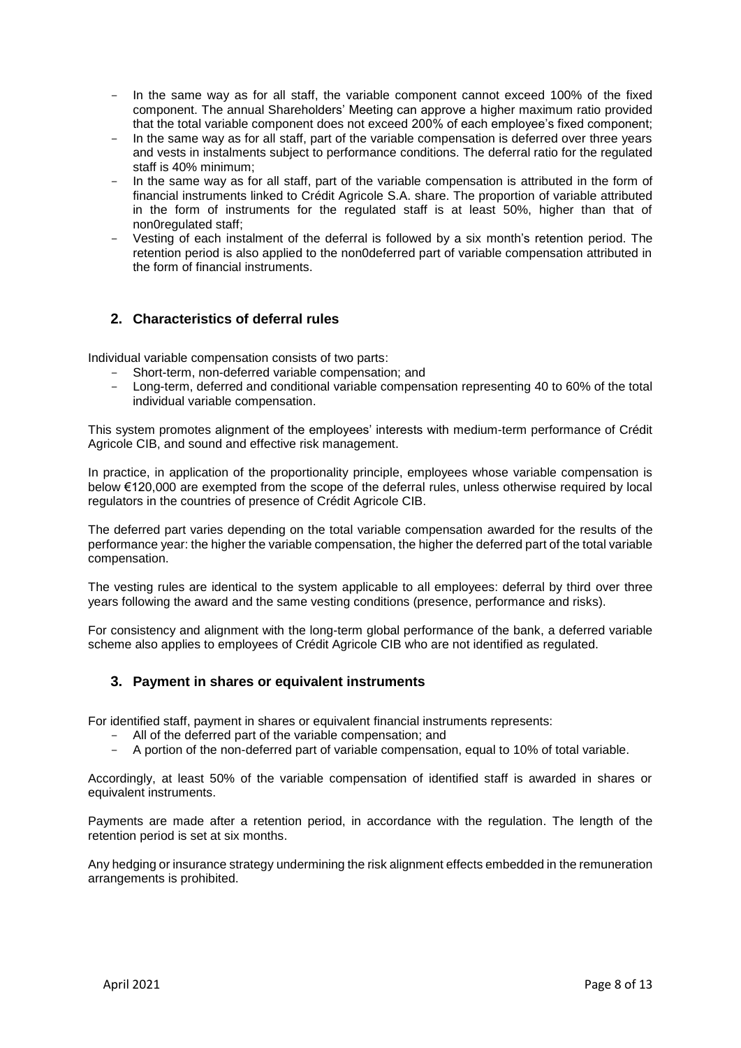- In the same way as for all staff, the variable component cannot exceed 100% of the fixed component. The annual Shareholders' Meeting can approve a higher maximum ratio provided that the total variable component does not exceed 200% of each employee's fixed component;
- In the same way as for all staff, part of the variable compensation is deferred over three years and vests in instalments subject to performance conditions. The deferral ratio for the regulated staff is 40% minimum;
- In the same way as for all staff, part of the variable compensation is attributed in the form of financial instruments linked to Crédit Agricole S.A. share. The proportion of variable attributed in the form of instruments for the regulated staff is at least 50%, higher than that of non0regulated staff;
- Vesting of each instalment of the deferral is followed by a six month's retention period. The retention period is also applied to the non0deferred part of variable compensation attributed in the form of financial instruments.

## 2. Characteristics of deferral rules

Individual variable compensation consists of two parts:

- Short-term, non-deferred variable compensation; and
- Long-term, deferred and conditional variable compensation representing 40 to 60% of the total individual variable compensation.

This system promotes alignment of the employees' interests with medium-term performance of Crédit Agricole CIB, and sound and effective risk management.

In practice, in application of the proportionality principle, employees whose variable compensation is below €120,000 are exempted from the scope of the deferral rules, unless otherwise required by local regulators in the countries of presence of Crédit Agricole CIB.

The deferred part varies depending on the total variable compensation awarded for the results of the performance year: the higher the variable compensation, the higher the deferred part of the total variable compensation.

The vesting rules are identical to the system applicable to all employees: deferral by third over three years following the award and the same vesting conditions (presence, performance and risks).

For consistency and alignment with the long-term global performance of the bank, a deferred variable scheme also applies to employees of Crédit Agricole CIB who are not identified as regulated.

## 3. Payment in shares or equivalent instruments

For identified staff, payment in shares or equivalent financial instruments represents:

- All of the deferred part of the variable compensation; and
- A portion of the non-deferred part of variable compensation, equal to 10% of total variable.

Accordingly, at least 50% of the variable compensation of identified staff is awarded in shares or equivalent instruments.

Payments are made after a retention period, in accordance with the regulation. The length of the retention period is set at six months.

Any hedging or insurance strategy undermining the risk alignment effects embedded in the remuneration arrangements is prohibited.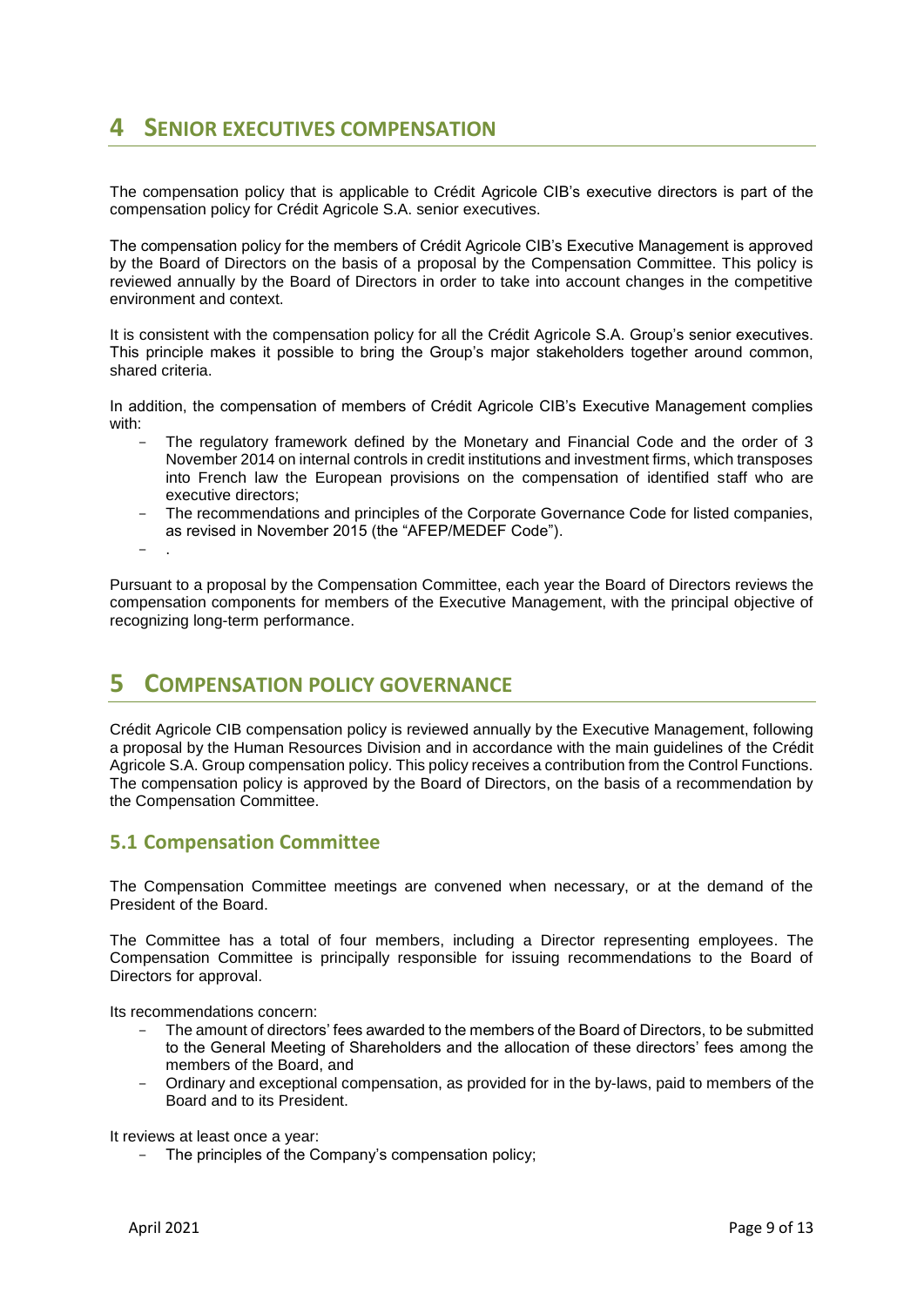# 4 SENIOR EXECUTIVES COMPENSATION

The compensation policy that is applicable to Crédit Agricole CIB's executive directors is part of the compensation policy for Crédit Agricole S.A. senior executives.

The compensation policy for the members of Crédit Agricole CIB's Executive Management is approved by the Board of Directors on the basis of a proposal by the Compensation Committee. This policy is reviewed annually by the Board of Directors in order to take into account changes in the competitive environment and context.

It is consistent with the compensation policy for all the Crédit Agricole S.A. Group's senior executives. This principle makes it possible to bring the Group's major stakeholders together around common, shared criteria.

In addition, the compensation of members of Crédit Agricole CIB's Executive Management complies with:

- The regulatory framework defined by the Monetary and Financial Code and the order of 3 November 2014 on internal controls in credit institutions and investment firms, which transposes into French law the European provisions on the compensation of identified staff who are executive directors;
- The recommendations and principles of the Corporate Governance Code for listed companies, as revised in November 2015 (the "AFEP/MEDEF Code").
- .

Pursuant to a proposal by the Compensation Committee, each year the Board of Directors reviews the compensation components for members of the Executive Management, with the principal objective of recognizing long-term performance.

# 5 COMPENSATION POLICY GOVERNANCE

Crédit Agricole CIB compensation policy is reviewed annually by the Executive Management, following a proposal by the Human Resources Division and in accordance with the main guidelines of the Crédit Agricole S.A. Group compensation policy. This policy receives a contribution from the Control Functions. The compensation policy is approved by the Board of Directors, on the basis of a recommendation by the Compensation Committee.

## 5.1 Compensation Committee

The Compensation Committee meetings are convened when necessary, or at the demand of the President of the Board.

The Committee has a total of four members, including a Director representing employees. The Compensation Committee is principally responsible for issuing recommendations to the Board of Directors for approval.

Its recommendations concern:

- The amount of directors' fees awarded to the members of the Board of Directors, to be submitted to the General Meeting of Shareholders and the allocation of these directors' fees among the members of the Board, and
- Ordinary and exceptional compensation, as provided for in the by-laws, paid to members of the Board and to its President.

It reviews at least once a year:

- The principles of the Company's compensation policy;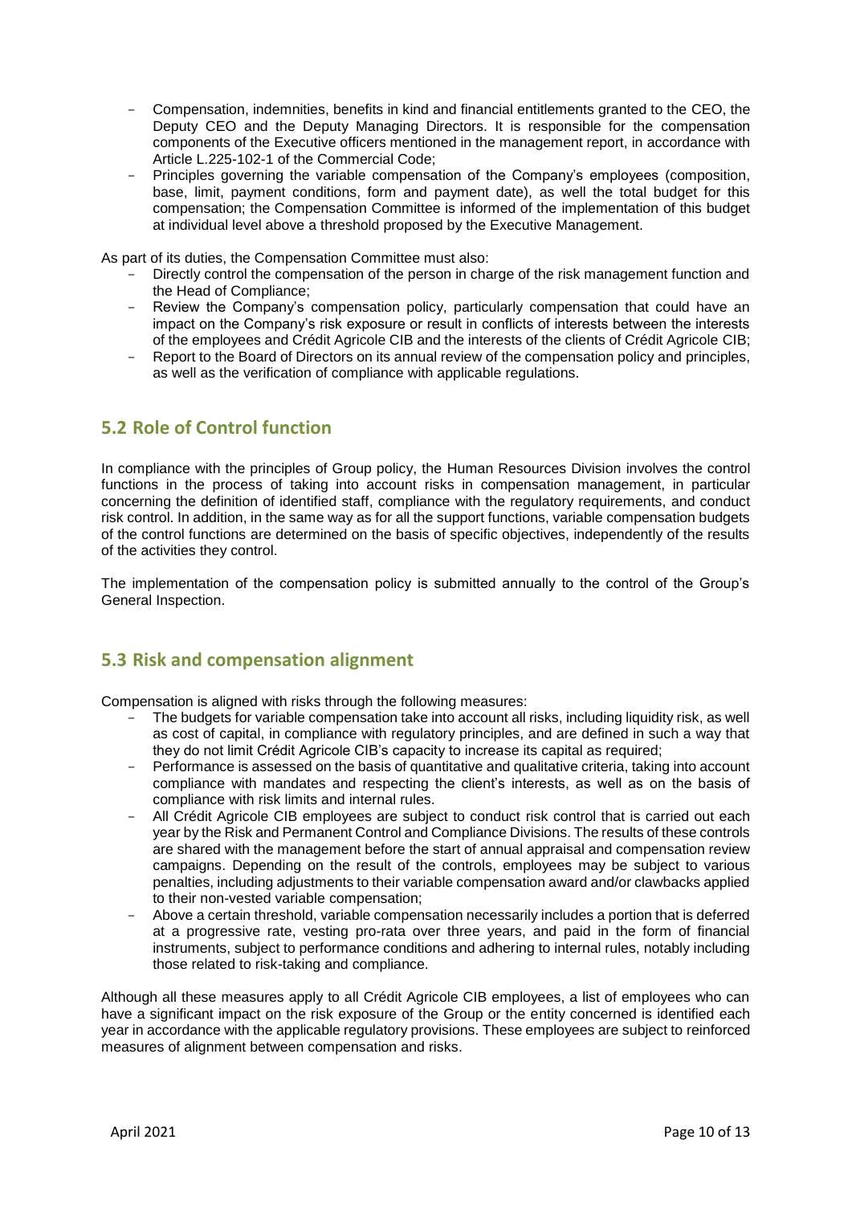- Compensation, indemnities, benefits in kind and financial entitlements granted to the CEO, the Deputy CEO and the Deputy Managing Directors. It is responsible for the compensation components of the Executive officers mentioned in the management report, in accordance with Article L.225-102-1 of the Commercial Code;
- Principles governing the variable compensation of the Company's employees (composition, base, limit, payment conditions, form and payment date), as well the total budget for this compensation; the Compensation Committee is informed of the implementation of this budget at individual level above a threshold proposed by the Executive Management.

As part of its duties, the Compensation Committee must also:

- Directly control the compensation of the person in charge of the risk management function and the Head of Compliance;
- Review the Company's compensation policy, particularly compensation that could have an impact on the Company's risk exposure or result in conflicts of interests between the interests of the employees and Crédit Agricole CIB and the interests of the clients of Crédit Agricole CIB;
- Report to the Board of Directors on its annual review of the compensation policy and principles, as well as the verification of compliance with applicable regulations.

## 5.2 Role of Control function

In compliance with the principles of Group policy, the Human Resources Division involves the control functions in the process of taking into account risks in compensation management, in particular concerning the definition of identified staff, compliance with the regulatory requirements, and conduct risk control. In addition, in the same way as for all the support functions, variable compensation budgets of the control functions are determined on the basis of specific objectives, independently of the results of the activities they control.

The implementation of the compensation policy is submitted annually to the control of the Group's General Inspection.

## 5.3 Risk and compensation alignment

Compensation is aligned with risks through the following measures:

- The budgets for variable compensation take into account all risks, including liquidity risk, as well as cost of capital, in compliance with regulatory principles, and are defined in such a way that they do not limit Crédit Agricole CIB's capacity to increase its capital as required;
- Performance is assessed on the basis of quantitative and qualitative criteria, taking into account compliance with mandates and respecting the client's interests, as well as on the basis of compliance with risk limits and internal rules.
- All Crédit Agricole CIB employees are subject to conduct risk control that is carried out each year by the Risk and Permanent Control and Compliance Divisions. The results of these controls are shared with the management before the start of annual appraisal and compensation review campaigns. Depending on the result of the controls, employees may be subject to various penalties, including adjustments to their variable compensation award and/or clawbacks applied to their non-vested variable compensation;
- Above a certain threshold, variable compensation necessarily includes a portion that is deferred at a progressive rate, vesting pro-rata over three years, and paid in the form of financial instruments, subject to performance conditions and adhering to internal rules, notably including those related to risk-taking and compliance.

Although all these measures apply to all Crédit Agricole CIB employees, a list of employees who can have a significant impact on the risk exposure of the Group or the entity concerned is identified each year in accordance with the applicable regulatory provisions. These employees are subject to reinforced measures of alignment between compensation and risks.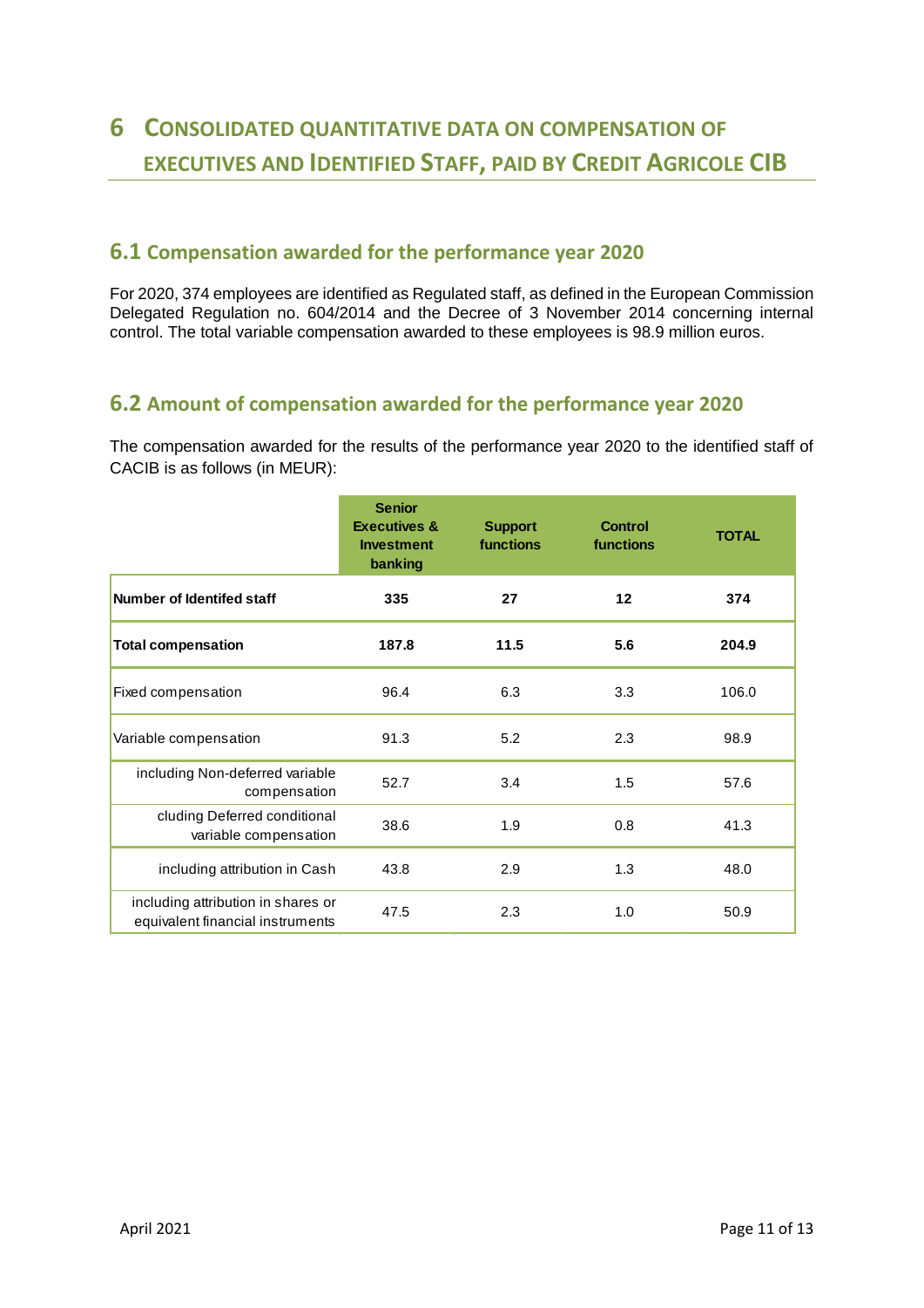# 6 CONSOLIDATED QUANTITATIVE DATA ON COMPENSATION OF EXECUTIVES AND IDENTIFIED STAFF, PAID BY CREDIT AGRICOLE CIB

## 6.1 Compensation awarded for the performance year 2020

For 2020, 374 employees are identified as Regulated staff, as defined in the European Commission Delegated Regulation no. 604/2014 and the Decree of 3 November 2014 concerning internal control. The total variable compensation awarded to these employees is 98.9 million euros.

## 6.2 Amount of compensation awarded for the performance year 2020

The compensation awarded for the results of the performance year 2020 to the identified staff of CACIB is as follows (in MEUR):

| | Senior Executives & Investment banking | Support functions | Control functions | TOTAL |
|---|---|---|---|---|
| **Number of Identifed staff** | **335** | **27** | **12** | **374** |
| **Total compensation** | **187.8** | **11.5** | **5.6** | **204.9** |
| Fixed compensation | 96.4 | 6.3 | 3.3 | 106.0 |
| Variable compensation | 91.3 | 5.2 | 2.3 | 98.9 |
| including Non-deferred variable compensation | 52.7 | 3.4 | 1.5 | 57.6 |
| cluding Deferred conditional variable compensation | 38.6 | 1.9 | 0.8 | 41.3 |
| including attribution in Cash | 43.8 | 2.9 | 1.3 | 48.0 |
| including attribution in shares or equivalent financial instruments | 47.5 | 2.3 | 1.0 | 50.9 |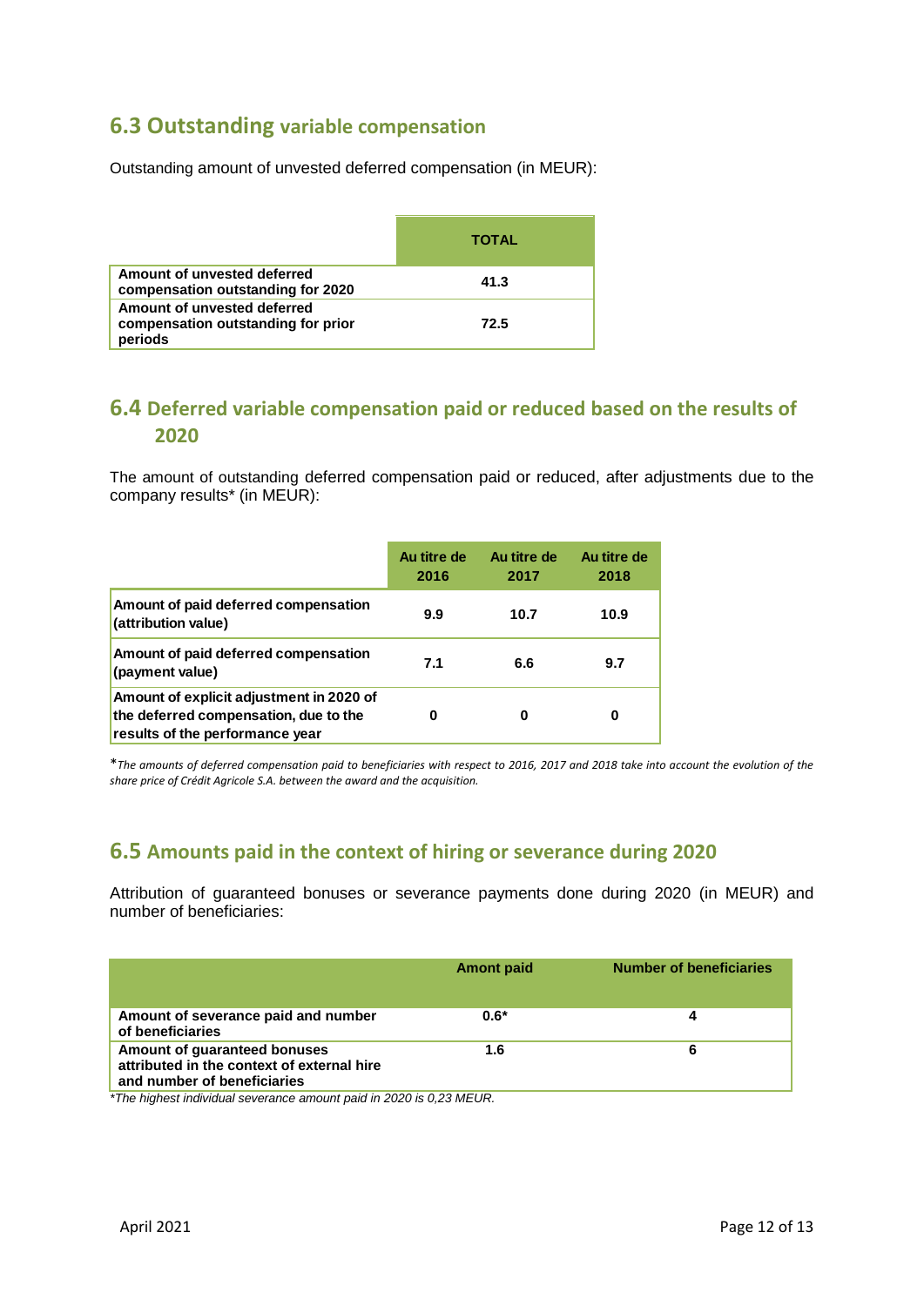## 6.3 Outstanding variable compensation

Outstanding amount of unvested deferred compensation (in MEUR):

| | **TOTAL** |
|---|---|
| **Amount of unvested deferred compensation outstanding for 2020** | **41.3** |
| **Amount of unvested deferred compensation outstanding for prior periods** | **72.5** |

## 6.4 Deferred variable compensation paid or reduced based on the results of 2020

The amount of outstanding deferred compensation paid or reduced, after adjustments due to the company results* (in MEUR):

| | **Au titre de 2016** | **Au titre de 2017** | **Au titre de 2018** |
|---|---|---|---|
| **Amount of paid deferred compensation (attribution value)** | **9.9** | **10.7** | **10.9** |
| **Amount of paid deferred compensation (payment value)** | **7.1** | **6.6** | **9.7** |
| **Amount of explicit adjustment in 2020 of the deferred compensation, due to the results of the performance year** | **0** | **0** | **0** |

*\*The amounts of deferred compensation paid to beneficiaries with respect to 2016, 2017 and 2018 take into account the evolution of the share price of Crédit Agricole S.A. between the award and the acquisition.*

## 6.5 Amounts paid in the context of hiring or severance during 2020

Attribution of guaranteed bonuses or severance payments done during 2020 (in MEUR) and number of beneficiaries:

| | **Amont paid** | **Number of beneficiaries** |
|---|---|---|
| **Amount of severance paid and number of beneficiaries** | **0.6*** | **4** |
| **Amount of guaranteed bonuses attributed in the context of external hire and number of beneficiaries** | **1.6** | **6** |

*\*The highest individual severance amount paid in 2020 is 0,23 MEUR.*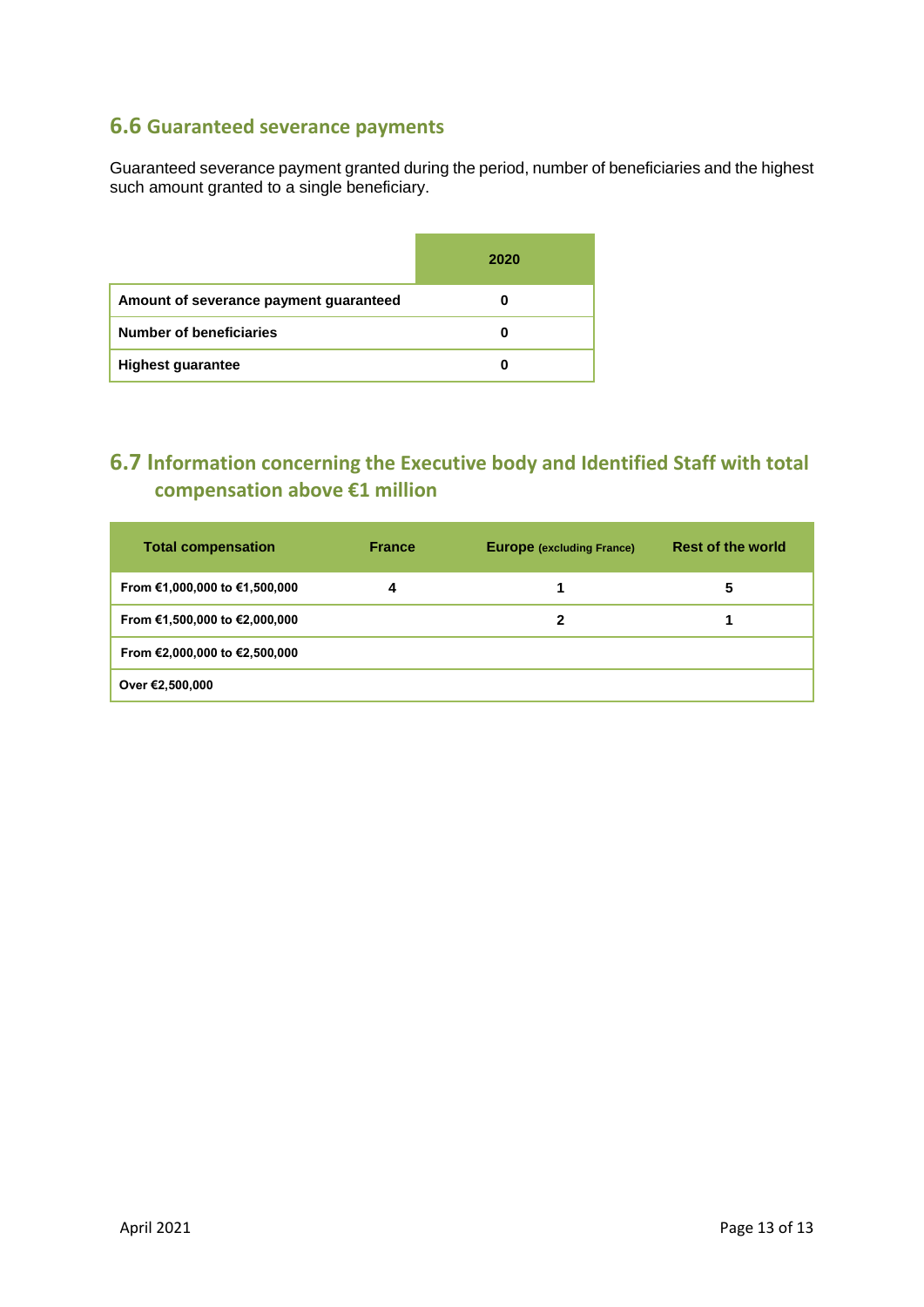## 6.6 Guaranteed severance payments

Guaranteed severance payment granted during the period, number of beneficiaries and the highest such amount granted to a single beneficiary.

| | 2020 |
|---|---|
| **Amount of severance payment guaranteed** | **0** |
| **Number of beneficiaries** | **0** |
| **Highest guarantee** | **0** |

## 6.7 Information concerning the Executive body and Identified Staff with total compensation above €1 million

| Total compensation | France | Europe (excluding France) | Rest of the world |
|---|---|---|---|
| **From €1,000,000 to €1,500,000** | **4** | **1** | **5** |
| **From €1,500,000 to €2,000,000** | | **2** | **1** |
| **From €2,000,000 to €2,500,000** | | | |
| **Over €2,500,000** | | | |